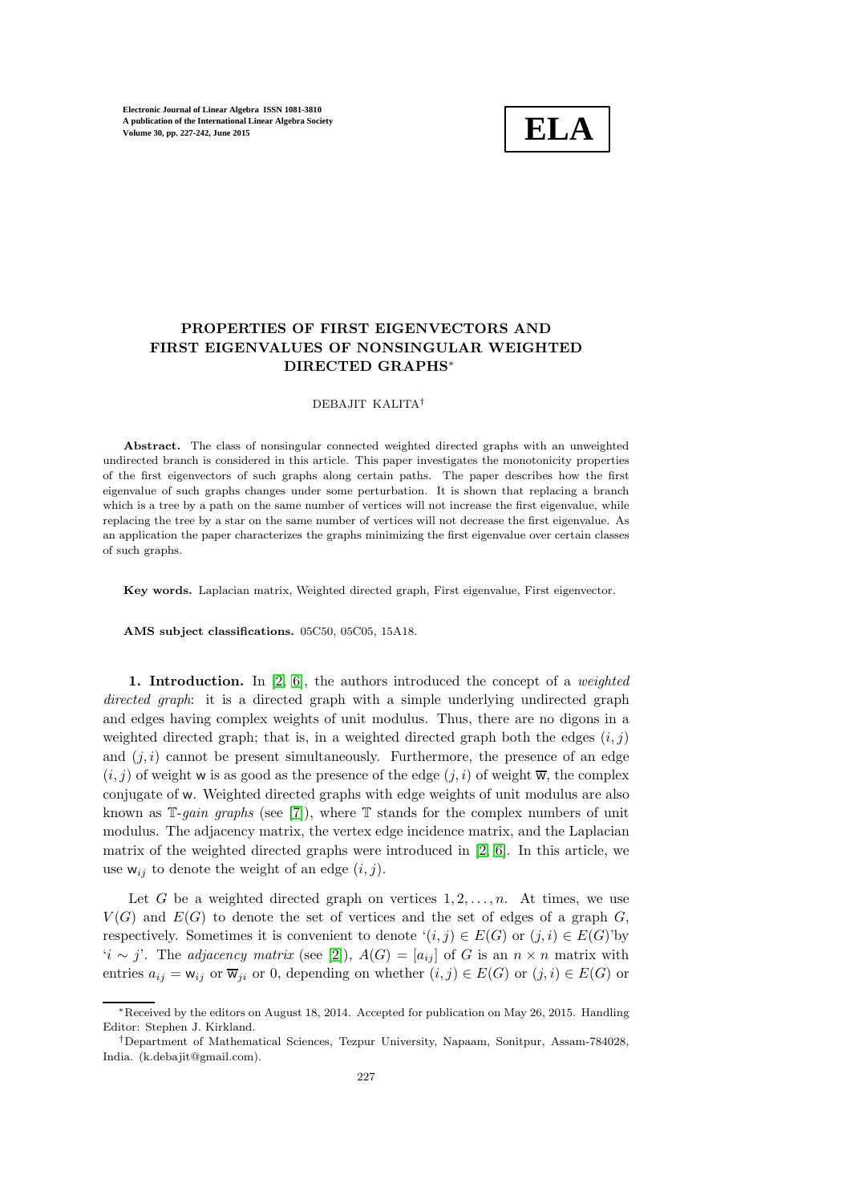# PROPERTIES OF FIRST EIGENVECTORS AND FIRST EIGENVALUES OF NONSINGULAR WEIGHTED DIRECTED GRAPHS*

DEBAJIT KALITA†

**Abstract.** The class of nonsingular connected weighted directed graphs with an unweighted undirected branch is considered in this article. This paper investigates the monotonicity properties of the first eigenvectors of such graphs along certain paths. The paper describes how the first eigenvalue of such graphs changes under some perturbation. It is shown that replacing a branch which is a tree by a path on the same number of vertices will not increase the first eigenvalue, while replacing the tree by a star on the same number of vertices will not decrease the first eigenvalue. As an application the paper characterizes the graphs minimizing the first eigenvalue over certain classes of such graphs.

**Key words.** Laplacian matrix, Weighted directed graph, First eigenvalue, First eigenvector.

**AMS subject classifications.** 05C50, 05C05, 15A18.

**1. Introduction.** In [2, 6], the authors introduced the concept of a *weighted directed graph*: it is a directed graph with a simple underlying undirected graph and edges having complex weights of unit modulus. Thus, there are no digons in a weighted directed graph; that is, in a weighted directed graph both the edges $(i, j)$ and $(j, i)$ cannot be present simultaneously. Furthermore, the presence of an edge $(i, j)$ of weight $\mathsf{w}$ is as good as the presence of the edge $(j, i)$ of weight $\overline{\mathsf{w}}$, the complex conjugate of $\mathsf{w}$. Weighted directed graphs with edge weights of unit modulus are also known as $\mathbb{T}$-*gain graphs* (see [7]), where $\mathbb{T}$ stands for the complex numbers of unit modulus. The adjacency matrix, the vertex edge incidence matrix, and the Laplacian matrix of the weighted directed graphs were introduced in [2, 6]. In this article, we use $\mathsf{w}_{ij}$ to denote the weight of an edge $(i, j)$.

Let $G$ be a weighted directed graph on vertices $1, 2, \ldots, n$. At times, we use $V(G)$ and $E(G)$ to denote the set of vertices and the set of edges of a graph $G$, respectively. Sometimes it is convenient to denote '$(i, j) \in E(G)$ or $(j, i) \in E(G)$'by '$i \sim j$'. The *adjacency matrix* (see [2]), $A(G) = [a_{ij}]$ of $G$ is an $n \times n$ matrix with entries $a_{ij} = \mathsf{w}_{ij}$ or $\overline{\mathsf{w}}_{ji}$ or 0, depending on whether $(i, j) \in E(G)$ or $(j, i) \in E(G)$ or

---

*Received by the editors on August 18, 2014. Accepted for publication on May 26, 2015. Handling Editor: Stephen J. Kirkland.

†Department of Mathematical Sciences, Tezpur University, Napaam, Sonitpur, Assam-784028, India. (k.debajit@gmail.com).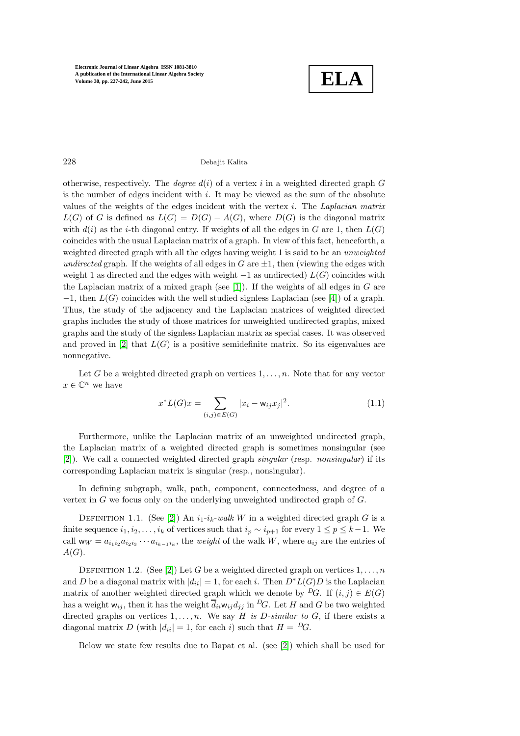otherwise, respectively. The *degree* $d(i)$ of a vertex $i$ in a weighted directed graph $G$ is the number of edges incident with $i$. It may be viewed as the sum of the absolute values of the weights of the edges incident with the vertex $i$. The *Laplacian matrix* $L(G)$ of $G$ is defined as $L(G) = D(G) - A(G)$, where $D(G)$ is the diagonal matrix with $d(i)$ as the $i$-th diagonal entry. If weights of all the edges in $G$ are 1, then $L(G)$ coincides with the usual Laplacian matrix of a graph. In view of this fact, henceforth, a weighted directed graph with all the edges having weight 1 is said to be an *unweighted undirected* graph. If the weights of all edges in $G$ are $\pm 1$, then (viewing the edges with weight 1 as directed and the edges with weight $-1$ as undirected) $L(G)$ coincides with the Laplacian matrix of a mixed graph (see [1]). If the weights of all edges in $G$ are $-1$, then $L(G)$ coincides with the well studied signless Laplacian (see [4]) of a graph. Thus, the study of the adjacency and the Laplacian matrices of weighted directed graphs includes the study of those matrices for unweighted undirected graphs, mixed graphs and the study of the signless Laplacian matrix as special cases. It was observed and proved in [2] that $L(G)$ is a positive semidefinite matrix. So its eigenvalues are nonnegative.

Let $G$ be a weighted directed graph on vertices $1, \ldots, n$. Note that for any vector $x \in \mathbb{C}^n$ we have

$$x^* L(G) x = \sum_{(i,j) \in E(G)} |x_i - \mathsf{w}_{ij} x_j|^2. \tag{1.1}$$

Furthermore, unlike the Laplacian matrix of an unweighted undirected graph, the Laplacian matrix of a weighted directed graph is sometimes nonsingular (see [2]). We call a connected weighted directed graph *singular* (resp. *nonsingular*) if its corresponding Laplacian matrix is singular (resp., nonsingular).

In defining subgraph, walk, path, component, connectedness, and degree of a vertex in $G$ we focus only on the underlying unweighted undirected graph of $G$.

Definition 1.1. (See [2]) An $i_1$-$i_k$-*walk* $W$ in a weighted directed graph $G$ is a finite sequence $i_1, i_2, \ldots, i_k$ of vertices such that $i_p \sim i_{p+1}$ for every $1 \leq p \leq k-1$. We call $\mathsf{w}_W = a_{i_1 i_2} a_{i_2 i_3} \cdots a_{i_{k-1} i_k}$, the *weight* of the walk $W$, where $a_{ij}$ are the entries of $A(G)$.

Definition 1.2. (See [2]) Let $G$ be a weighted directed graph on vertices $1, \ldots, n$ and $D$ be a diagonal matrix with $|d_{ii}| = 1$, for each $i$. Then $D^* L(G) D$ is the Laplacian matrix of another weighted directed graph which we denote by ${}^D G$. If $(i,j) \in E(G)$ has a weight $\mathsf{w}_{ij}$, then it has the weight $\overline{d}_{ii} \mathsf{w}_{ij} d_{jj}$ in ${}^D G$. Let $H$ and $G$ be two weighted directed graphs on vertices $1, \ldots, n$. We say $H$ *is D-similar to* $G$, if there exists a diagonal matrix $D$ (with $|d_{ii}| = 1$, for each $i$) such that $H = {}^D G$.

Below we state few results due to Bapat et al. (see [2]) which shall be used for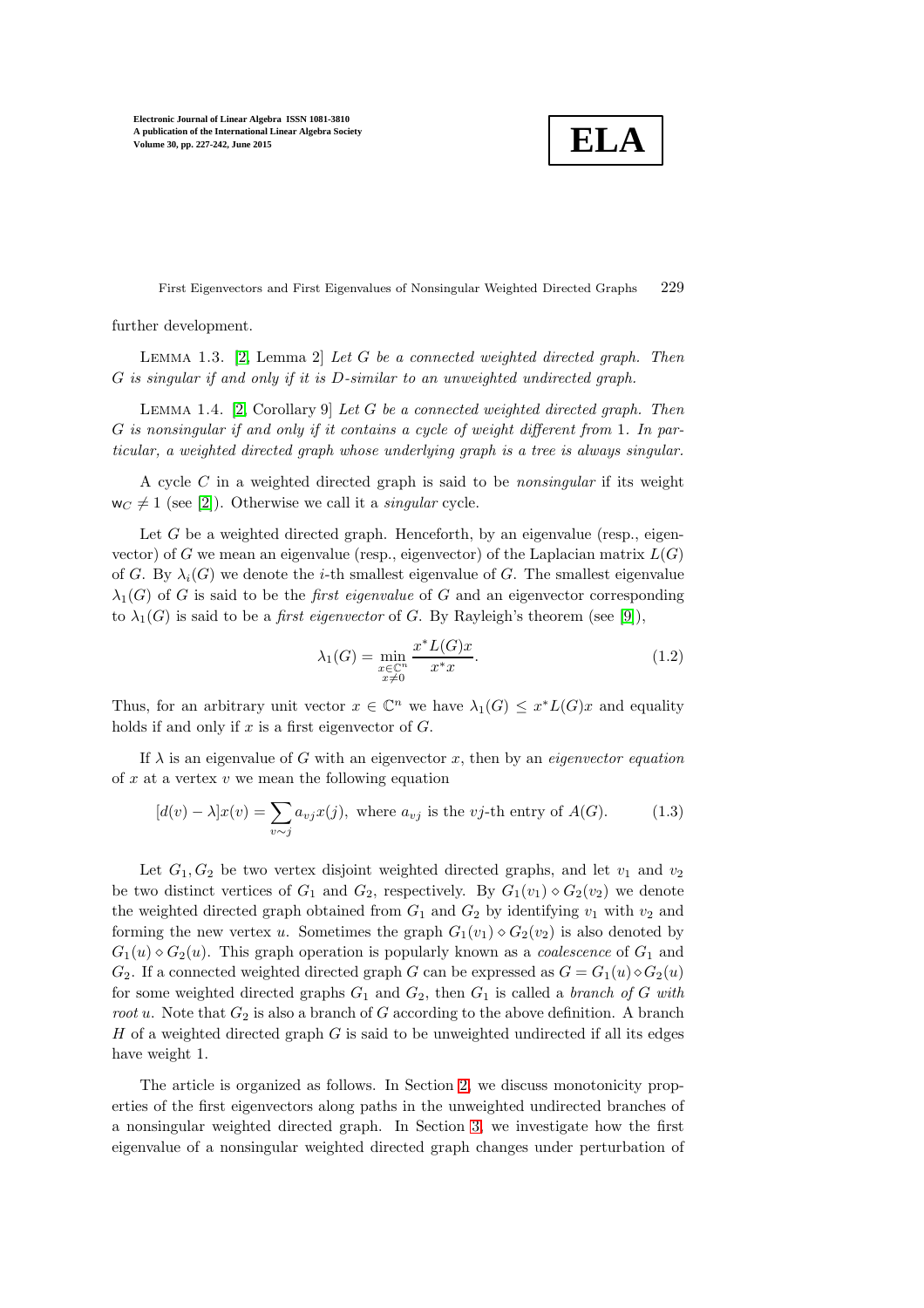further development.

LEMMA 1.3. [2, Lemma 2] *Let $G$ be a connected weighted directed graph. Then $G$ is singular if and only if it is $D$-similar to an unweighted undirected graph.*

LEMMA 1.4. [2, Corollary 9] *Let $G$ be a connected weighted directed graph. Then $G$ is nonsingular if and only if it contains a cycle of weight different from 1. In particular, a weighted directed graph whose underlying graph is a tree is always singular.*

A cycle $C$ in a weighted directed graph is said to be *nonsingular* if its weight $\mathsf{w}_C \neq 1$ (see [2]). Otherwise we call it a *singular* cycle.

Let $G$ be a weighted directed graph. Henceforth, by an eigenvalue (resp., eigenvector) of $G$ we mean an eigenvalue (resp., eigenvector) of the Laplacian matrix $L(G)$ of $G$. By $\lambda_i(G)$ we denote the $i$-th smallest eigenvalue of $G$. The smallest eigenvalue $\lambda_1(G)$ of $G$ is said to be the *first eigenvalue* of $G$ and an eigenvector corresponding to $\lambda_1(G)$ is said to be a *first eigenvector* of $G$. By Rayleigh's theorem (see [9]),

$$\lambda_1(G) = \min_{\substack{x \in \mathbb{C}^n \\ x \neq 0}} \frac{x^* L(G) x}{x^* x}. \tag{1.2}$$

Thus, for an arbitrary unit vector $x \in \mathbb{C}^n$ we have $\lambda_1(G) \leq x^* L(G) x$ and equality holds if and only if $x$ is a first eigenvector of $G$.

If $\lambda$ is an eigenvalue of $G$ with an eigenvector $x$, then by an *eigenvector equation* of $x$ at a vertex $v$ we mean the following equation

$$[d(v) - \lambda] x(v) = \sum_{v \sim j} a_{vj} x(j), \text{ where } a_{vj} \text{ is the } vj\text{-th entry of } A(G). \tag{1.3}$$

Let $G_1, G_2$ be two vertex disjoint weighted directed graphs, and let $v_1$ and $v_2$ be two distinct vertices of $G_1$ and $G_2$, respectively. By $G_1(v_1) \diamond G_2(v_2)$ we denote the weighted directed graph obtained from $G_1$ and $G_2$ by identifying $v_1$ with $v_2$ and forming the new vertex $u$. Sometimes the graph $G_1(v_1) \diamond G_2(v_2)$ is also denoted by $G_1(u) \diamond G_2(u)$. This graph operation is popularly known as a *coalescence* of $G_1$ and $G_2$. If a connected weighted directed graph $G$ can be expressed as $G = G_1(u) \diamond G_2(u)$ for some weighted directed graphs $G_1$ and $G_2$, then $G_1$ is called a *branch of $G$ with root $u$*. Note that $G_2$ is also a branch of $G$ according to the above definition. A branch $H$ of a weighted directed graph $G$ is said to be unweighted undirected if all its edges have weight 1.

The article is organized as follows. In Section 2, we discuss monotonicity properties of the first eigenvectors along paths in the unweighted undirected branches of a nonsingular weighted directed graph. In Section 3, we investigate how the first eigenvalue of a nonsingular weighted directed graph changes under perturbation of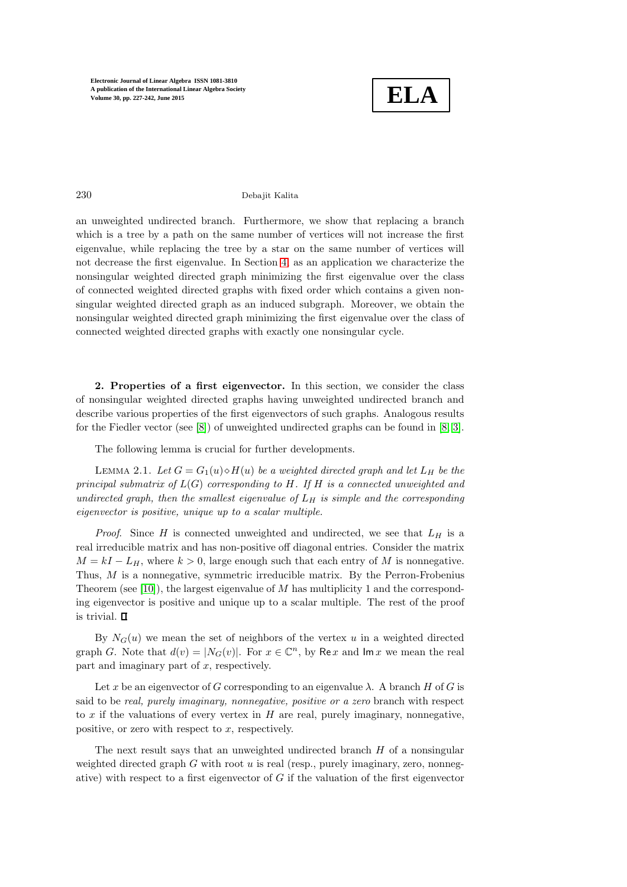an unweighted undirected branch. Furthermore, we show that replacing a branch which is a tree by a path on the same number of vertices will not increase the first eigenvalue, while replacing the tree by a star on the same number of vertices will not decrease the first eigenvalue. In Section 4, as an application we characterize the nonsingular weighted directed graph minimizing the first eigenvalue over the class of connected weighted directed graphs with fixed order which contains a given nonsingular weighted directed graph as an induced subgraph. Moreover, we obtain the nonsingular weighted directed graph minimizing the first eigenvalue over the class of connected weighted directed graphs with exactly one nonsingular cycle.

**2. Properties of a first eigenvector.** In this section, we consider the class of nonsingular weighted directed graphs having unweighted undirected branch and describe various properties of the first eigenvectors of such graphs. Analogous results for the Fiedler vector (see [8]) of unweighted undirected graphs can be found in [8, 3].

The following lemma is crucial for further developments.

Lemma 2.1. *Let $G = G_1(u) \diamond H(u)$ be a weighted directed graph and let $L_H$ be the principal submatrix of $L(G)$ corresponding to $H$. If $H$ is a connected unweighted and undirected graph, then the smallest eigenvalue of $L_H$ is simple and the corresponding eigenvector is positive, unique up to a scalar multiple.*

*Proof.* Since $H$ is connected unweighted and undirected, we see that $L_H$ is a real irreducible matrix and has non-positive off diagonal entries. Consider the matrix $M = kI - L_H$, where $k > 0$, large enough such that each entry of $M$ is nonnegative. Thus, $M$ is a nonnegative, symmetric irreducible matrix. By the Perron-Frobenius Theorem (see [10]), the largest eigenvalue of $M$ has multiplicity 1 and the corresponding eigenvector is positive and unique up to a scalar multiple. The rest of the proof is trivial. ∎

By $N_G(u)$ we mean the set of neighbors of the vertex $u$ in a weighted directed graph $G$. Note that $d(v) = |N_G(v)|$. For $x \in \mathbb{C}^n$, by $\mathsf{Re}\, x$ and $\mathsf{Im}\, x$ we mean the real part and imaginary part of $x$, respectively.

Let $x$ be an eigenvector of $G$ corresponding to an eigenvalue $\lambda$. A branch $H$ of $G$ is said to be *real, purely imaginary, nonnegative, positive or a zero* branch with respect to $x$ if the valuations of every vertex in $H$ are real, purely imaginary, nonnegative, positive, or zero with respect to $x$, respectively.

The next result says that an unweighted undirected branch $H$ of a nonsingular weighted directed graph $G$ with root $u$ is real (resp., purely imaginary, zero, nonnegative) with respect to a first eigenvector of $G$ if the valuation of the first eigenvector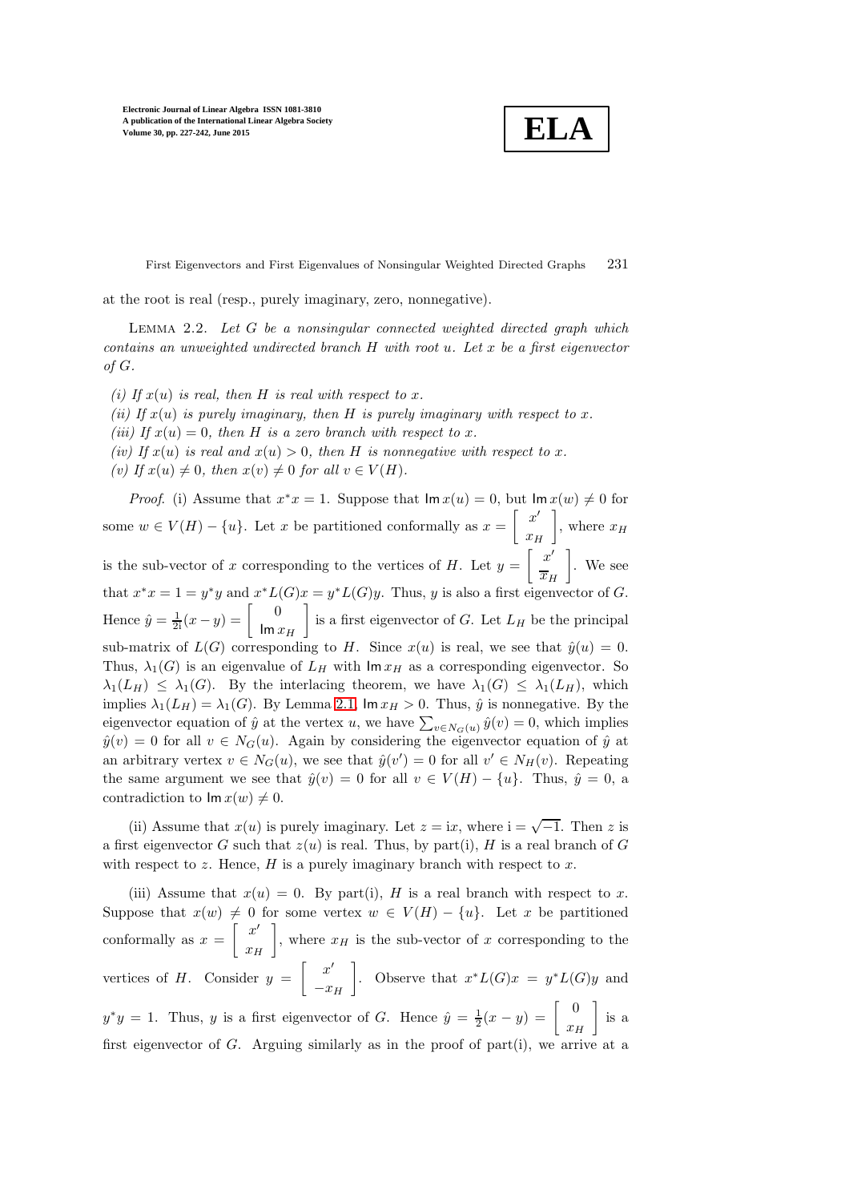at the root is real (resp., purely imaginary, zero, nonnegative).

LEMMA 2.2. *Let $G$ be a nonsingular connected weighted directed graph which contains an unweighted undirected branch $H$ with root $u$. Let $x$ be a first eigenvector of $G$.*

*(i) If $x(u)$ is real, then $H$ is real with respect to $x$.*
*(ii) If $x(u)$ is purely imaginary, then $H$ is purely imaginary with respect to $x$.*
*(iii) If $x(u) = 0$, then $H$ is a zero branch with respect to $x$.*
*(iv) If $x(u)$ is real and $x(u) > 0$, then $H$ is nonnegative with respect to $x$.*
*(v) If $x(u) \neq 0$, then $x(v) \neq 0$ for all $v \in V(H)$.*

*Proof.* (i) Assume that $x^*x = 1$. Suppose that $\mathsf{Im}\, x(u) = 0$, but $\mathsf{Im}\, x(w) \neq 0$ for some $w \in V(H) - \{u\}$. Let $x$ be partitioned conformally as $x = \begin{bmatrix} x' \\ x_H \end{bmatrix}$, where $x_H$ is the sub-vector of $x$ corresponding to the vertices of $H$. Let $y = \begin{bmatrix} x' \\ \overline{x}_H \end{bmatrix}$. We see that $x^*x = 1 = y^*y$ and $x^*L(G)x = y^*L(G)y$. Thus, $y$ is also a first eigenvector of $G$. Hence $\hat{y} = \frac{1}{2\mathrm{i}}(x - y) = \begin{bmatrix} 0 \\ \mathsf{Im}\, x_H \end{bmatrix}$ is a first eigenvector of $G$. Let $L_H$ be the principal sub-matrix of $L(G)$ corresponding to $H$. Since $x(u)$ is real, we see that $\hat{y}(u) = 0$. Thus, $\lambda_1(G)$ is an eigenvalue of $L_H$ with $\mathsf{Im}\, x_H$ as a corresponding eigenvector. So $\lambda_1(L_H) \leq \lambda_1(G)$. By the interlacing theorem, we have $\lambda_1(G) \leq \lambda_1(L_H)$, which implies $\lambda_1(L_H) = \lambda_1(G)$. By Lemma 2.1, $\mathsf{Im}\, x_H > 0$. Thus, $\hat{y}$ is nonnegative. By the eigenvector equation of $\hat{y}$ at the vertex $u$, we have $\sum_{v \in N_G(u)} \hat{y}(v) = 0$, which implies $\hat{y}(v) = 0$ for all $v \in N_G(u)$. Again by considering the eigenvector equation of $\hat{y}$ at an arbitrary vertex $v \in N_G(u)$, we see that $\hat{y}(v') = 0$ for all $v' \in N_H(v)$. Repeating the same argument we see that $\hat{y}(v) = 0$ for all $v \in V(H) - \{u\}$. Thus, $\hat{y} = 0$, a contradiction to $\mathsf{Im}\, x(w) \neq 0$.

(ii) Assume that $x(u)$ is purely imaginary. Let $z = \mathrm{i}x$, where $\mathrm{i} = \sqrt{-1}$. Then $z$ is a first eigenvector $G$ such that $z(u)$ is real. Thus, by part(i), $H$ is a real branch of $G$ with respect to $z$. Hence, $H$ is a purely imaginary branch with respect to $x$.

(iii) Assume that $x(u) = 0$. By part(i), $H$ is a real branch with respect to $x$. Suppose that $x(w) \neq 0$ for some vertex $w \in V(H) - \{u\}$. Let $x$ be partitioned conformally as $x = \begin{bmatrix} x' \\ x_H \end{bmatrix}$, where $x_H$ is the sub-vector of $x$ corresponding to the vertices of $H$. Consider $y = \begin{bmatrix} x' \\ -x_H \end{bmatrix}$. Observe that $x^*L(G)x = y^*L(G)y$ and $y^*y = 1$. Thus, $y$ is a first eigenvector of $G$. Hence $\hat{y} = \frac{1}{2}(x - y) = \begin{bmatrix} 0 \\ x_H \end{bmatrix}$ is a first eigenvector of $G$. Arguing similarly as in the proof of part(i), we arrive at a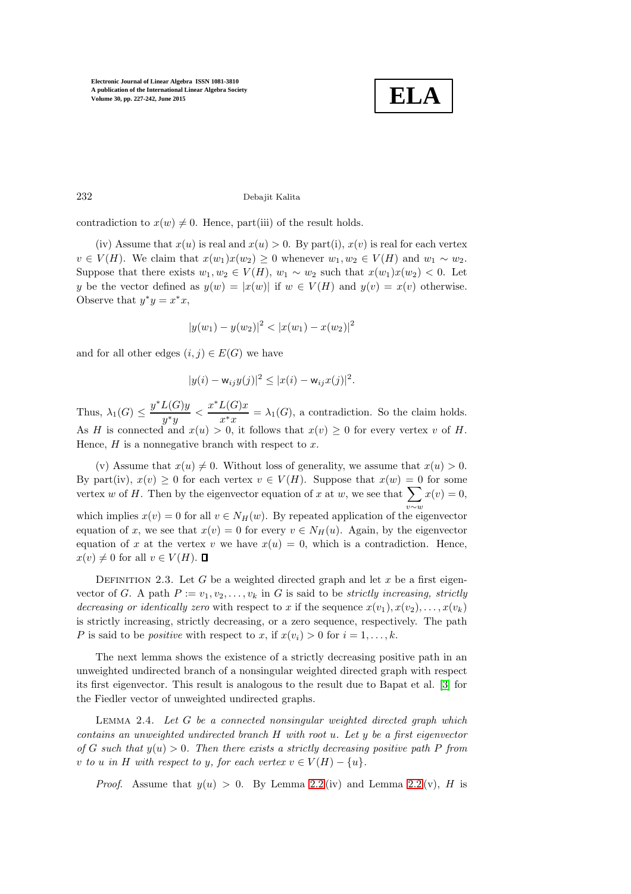contradiction to $x(w) \neq 0$. Hence, part(iii) of the result holds.

(iv) Assume that $x(u)$ is real and $x(u) > 0$. By part(i), $x(v)$ is real for each vertex $v \in V(H)$. We claim that $x(w_1)x(w_2) \geq 0$ whenever $w_1, w_2 \in V(H)$ and $w_1 \sim w_2$. Suppose that there exists $w_1, w_2 \in V(H)$, $w_1 \sim w_2$ such that $x(w_1)x(w_2) < 0$. Let $y$ be the vector defined as $y(w) = |x(w)|$ if $w \in V(H)$ and $y(v) = x(v)$ otherwise. Observe that $y^*y = x^*x$,

$$|y(w_1) - y(w_2)|^2 < |x(w_1) - x(w_2)|^2$$

and for all other edges $(i,j) \in E(G)$ we have

$$|y(i) - \mathsf{w}_{ij}y(j)|^2 \leq |x(i) - \mathsf{w}_{ij}x(j)|^2.$$

Thus, $\lambda_1(G) \leq \dfrac{y^*L(G)y}{y^*y} < \dfrac{x^*L(G)x}{x^*x} = \lambda_1(G)$, a contradiction. So the claim holds. As $H$ is connected and $x(u) > 0$, it follows that $x(v) \geq 0$ for every vertex $v$ of $H$. Hence, $H$ is a nonnegative branch with respect to $x$.

(v) Assume that $x(u) \neq 0$. Without loss of generality, we assume that $x(u) > 0$. By part(iv), $x(v) \geq 0$ for each vertex $v \in V(H)$. Suppose that $x(w) = 0$ for some vertex $w$ of $H$. Then by the eigenvector equation of $x$ at $w$, we see that $\sum\limits_{v \sim w} x(v) = 0$, which implies $x(v) = 0$ for all $v \in N_H(w)$. By repeated application of the eigenvector equation of $x$, we see that $x(v) = 0$ for every $v \in N_H(u)$. Again, by the eigenvector equation of $x$ at the vertex $v$ we have $x(u) = 0$, which is a contradiction. Hence, $x(v) \neq 0$ for all $v \in V(H)$. ∎

Definition 2.3. Let $G$ be a weighted directed graph and let $x$ be a first eigenvector of $G$. A path $P := v_1, v_2, \ldots, v_k$ in $G$ is said to be *strictly increasing, strictly decreasing or identically zero* with respect to $x$ if the sequence $x(v_1), x(v_2), \ldots, x(v_k)$ is strictly increasing, strictly decreasing, or a zero sequence, respectively. The path $P$ is said to be *positive* with respect to $x$, if $x(v_i) > 0$ for $i = 1, \ldots, k$.

The next lemma shows the existence of a strictly decreasing positive path in an unweighted undirected branch of a nonsingular weighted directed graph with respect its first eigenvector. This result is analogous to the result due to Bapat et al. [3] for the Fiedler vector of unweighted undirected graphs.

Lemma 2.4. *Let $G$ be a connected nonsingular weighted directed graph which contains an unweighted undirected branch $H$ with root $u$. Let $y$ be a first eigenvector of $G$ such that $y(u) > 0$. Then there exists a strictly decreasing positive path $P$ from $v$ to $u$ in $H$ with respect to $y$, for each vertex $v \in V(H) - \{u\}$.*

*Proof.* Assume that $y(u) > 0$. By Lemma 2.2(iv) and Lemma 2.2(v), $H$ is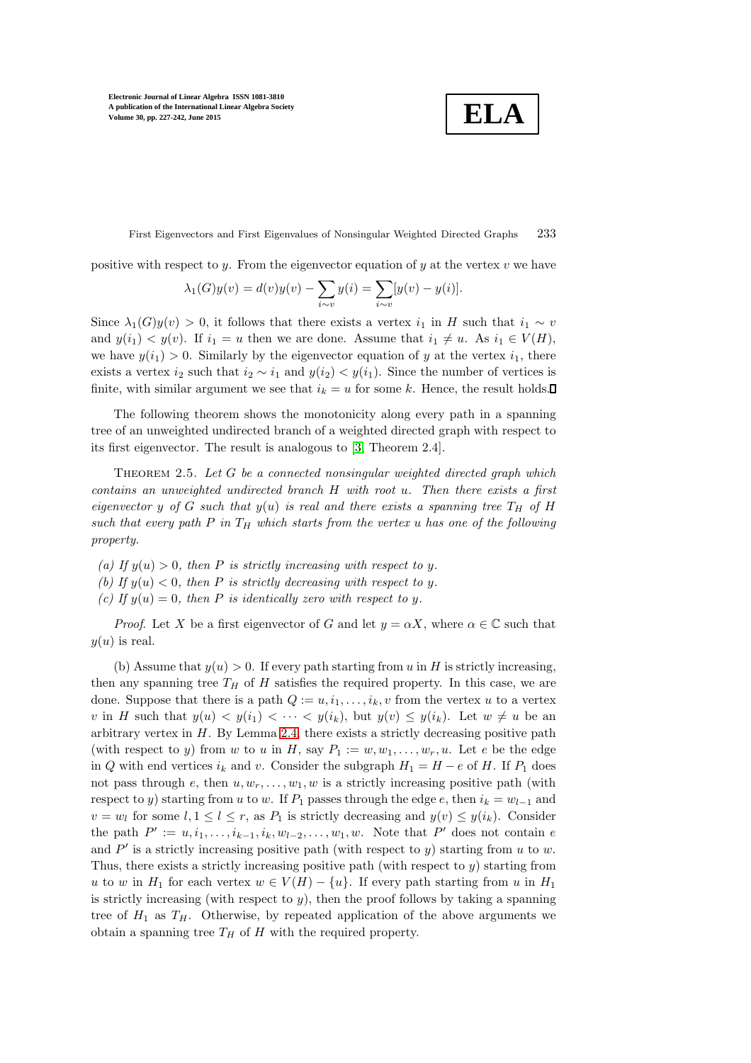positive with respect to $y$. From the eigenvector equation of $y$ at the vertex $v$ we have

$$\lambda_1(G)y(v) = d(v)y(v) - \sum_{i \sim v} y(i) = \sum_{i \sim v} [y(v) - y(i)].$$

Since $\lambda_1(G)y(v) > 0$, it follows that there exists a vertex $i_1$ in $H$ such that $i_1 \sim v$ and $y(i_1) < y(v)$. If $i_1 = u$ then we are done. Assume that $i_1 \neq u$. As $i_1 \in V(H)$, we have $y(i_1) > 0$. Similarly by the eigenvector equation of $y$ at the vertex $i_1$, there exists a vertex $i_2$ such that $i_2 \sim i_1$ and $y(i_2) < y(i_1)$. Since the number of vertices is finite, with similar argument we see that $i_k = u$ for some $k$. Hence, the result holds.∎

The following theorem shows the monotonicity along every path in a spanning tree of an unweighted undirected branch of a weighted directed graph with respect to its first eigenvector. The result is analogous to [3, Theorem 2.4].

THEOREM 2.5. *Let $G$ be a connected nonsingular weighted directed graph which contains an unweighted undirected branch $H$ with root $u$. Then there exists a first eigenvector $y$ of $G$ such that $y(u)$ is real and there exists a spanning tree $T_H$ of $H$ such that every path $P$ in $T_H$ which starts from the vertex $u$ has one of the following property.*

*(a) If $y(u) > 0$, then $P$ is strictly increasing with respect to $y$.*
*(b) If $y(u) < 0$, then $P$ is strictly decreasing with respect to $y$.*
*(c) If $y(u) = 0$, then $P$ is identically zero with respect to $y$.*

*Proof*. Let $X$ be a first eigenvector of $G$ and let $y = \alpha X$, where $\alpha \in \mathbb{C}$ such that $y(u)$ is real.

(b) Assume that $y(u) > 0$. If every path starting from $u$ in $H$ is strictly increasing, then any spanning tree $T_H$ of $H$ satisfies the required property. In this case, we are done. Suppose that there is a path $Q := u, i_1, \ldots, i_k, v$ from the vertex $u$ to a vertex $v$ in $H$ such that $y(u) < y(i_1) < \cdots < y(i_k)$, but $y(v) \leq y(i_k)$. Let $w \neq u$ be an arbitrary vertex in $H$. By Lemma 2.4, there exists a strictly decreasing positive path (with respect to $y$) from $w$ to $u$ in $H$, say $P_1 := w, w_1, \ldots, w_r, u$. Let $e$ be the edge in $Q$ with end vertices $i_k$ and $v$. Consider the subgraph $H_1 = H - e$ of $H$. If $P_1$ does not pass through $e$, then $u, w_r, \ldots, w_1, w$ is a strictly increasing positive path (with respect to $y$) starting from $u$ to $w$. If $P_1$ passes through the edge $e$, then $i_k = w_{l-1}$ and $v = w_l$ for some $l, 1 \leq l \leq r$, as $P_1$ is strictly decreasing and $y(v) \leq y(i_k)$. Consider the path $P' := u, i_1, \ldots, i_{k-1}, i_k, w_{l-2}, \ldots, w_1, w$. Note that $P'$ does not contain $e$ and $P'$ is a strictly increasing positive path (with respect to $y$) starting from $u$ to $w$. Thus, there exists a strictly increasing positive path (with respect to $y$) starting from $u$ to $w$ in $H_1$ for each vertex $w \in V(H) - \{u\}$. If every path starting from $u$ in $H_1$ is strictly increasing (with respect to $y$), then the proof follows by taking a spanning tree of $H_1$ as $T_H$. Otherwise, by repeated application of the above arguments we obtain a spanning tree $T_H$ of $H$ with the required property.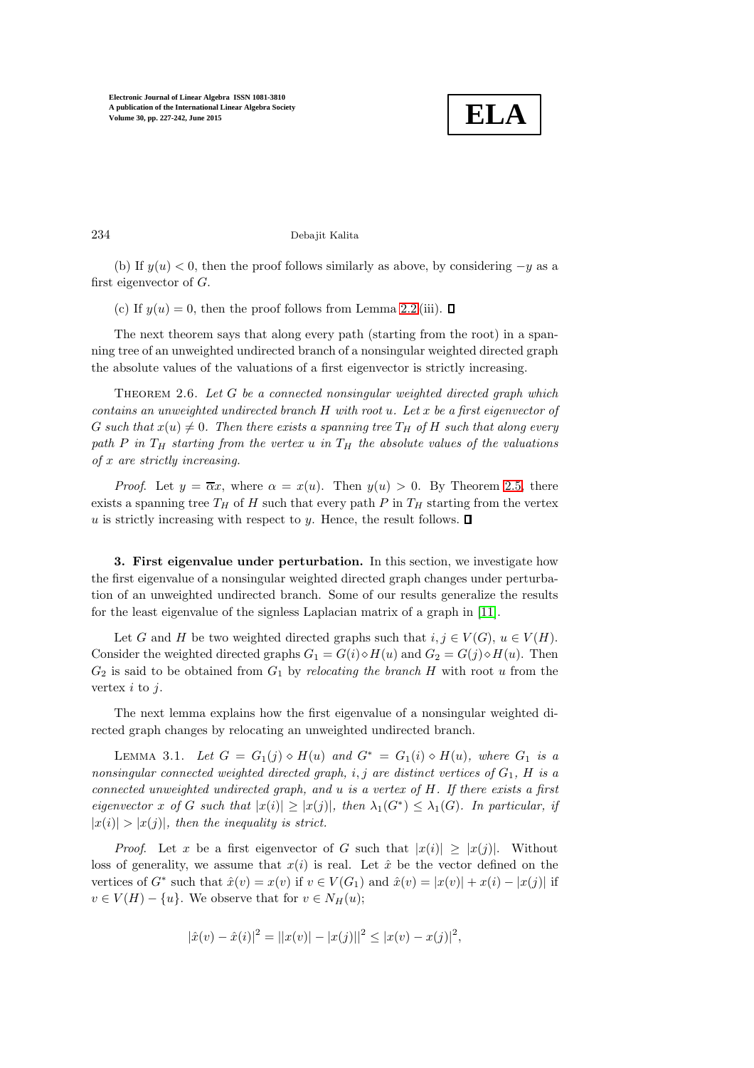(b) If $y(u) < 0$, then the proof follows similarly as above, by considering $-y$ as a first eigenvector of $G$.

(c) If $y(u) = 0$, then the proof follows from Lemma 2.2(iii). $\square$

The next theorem says that along every path (starting from the root) in a spanning tree of an unweighted undirected branch of a nonsingular weighted directed graph the absolute values of the valuations of a first eigenvector is strictly increasing.

Theorem 2.6. *Let $G$ be a connected nonsingular weighted directed graph which contains an unweighted undirected branch $H$ with root $u$. Let $x$ be a first eigenvector of $G$ such that $x(u) \neq 0$. Then there exists a spanning tree $T_H$ of $H$ such that along every path $P$ in $T_H$ starting from the vertex $u$ in $T_H$ the absolute values of the valuations of $x$ are strictly increasing.*

*Proof.* Let $y = \overline{\alpha}x$, where $\alpha = x(u)$. Then $y(u) > 0$. By Theorem 2.5, there exists a spanning tree $T_H$ of $H$ such that every path $P$ in $T_H$ starting from the vertex $u$ is strictly increasing with respect to $y$. Hence, the result follows. $\square$

**3. First eigenvalue under perturbation.** In this section, we investigate how the first eigenvalue of a nonsingular weighted directed graph changes under perturbation of an unweighted undirected branch. Some of our results generalize the results for the least eigenvalue of the signless Laplacian matrix of a graph in [11].

Let $G$ and $H$ be two weighted directed graphs such that $i, j \in V(G)$, $u \in V(H)$. Consider the weighted directed graphs $G_1 = G(i) \diamond H(u)$ and $G_2 = G(j) \diamond H(u)$. Then $G_2$ is said to be obtained from $G_1$ by *relocating the branch* $H$ with root $u$ from the vertex $i$ to $j$.

The next lemma explains how the first eigenvalue of a nonsingular weighted directed graph changes by relocating an unweighted undirected branch.

Lemma 3.1. *Let $G = G_1(j) \diamond H(u)$ and $G^* = G_1(i) \diamond H(u)$, where $G_1$ is a nonsingular connected weighted directed graph, $i, j$ are distinct vertices of $G_1$, $H$ is a connected unweighted undirected graph, and $u$ is a vertex of $H$. If there exists a first eigenvector $x$ of $G$ such that $|x(i)| \geq |x(j)|$, then $\lambda_1(G^*) \leq \lambda_1(G)$. In particular, if $|x(i)| > |x(j)|$, then the inequality is strict.*

*Proof.* Let $x$ be a first eigenvector of $G$ such that $|x(i)| \geq |x(j)|$. Without loss of generality, we assume that $x(i)$ is real. Let $\hat{x}$ be the vector defined on the vertices of $G^*$ such that $\hat{x}(v) = x(v)$ if $v \in V(G_1)$ and $\hat{x}(v) = |x(v)| + x(i) - |x(j)|$ if $v \in V(H) - \{u\}$. We observe that for $v \in N_H(u)$;

$$|\hat{x}(v) - \hat{x}(i)|^2 = ||x(v)| - |x(j)||^2 \leq |x(v) - x(j)|^2,$$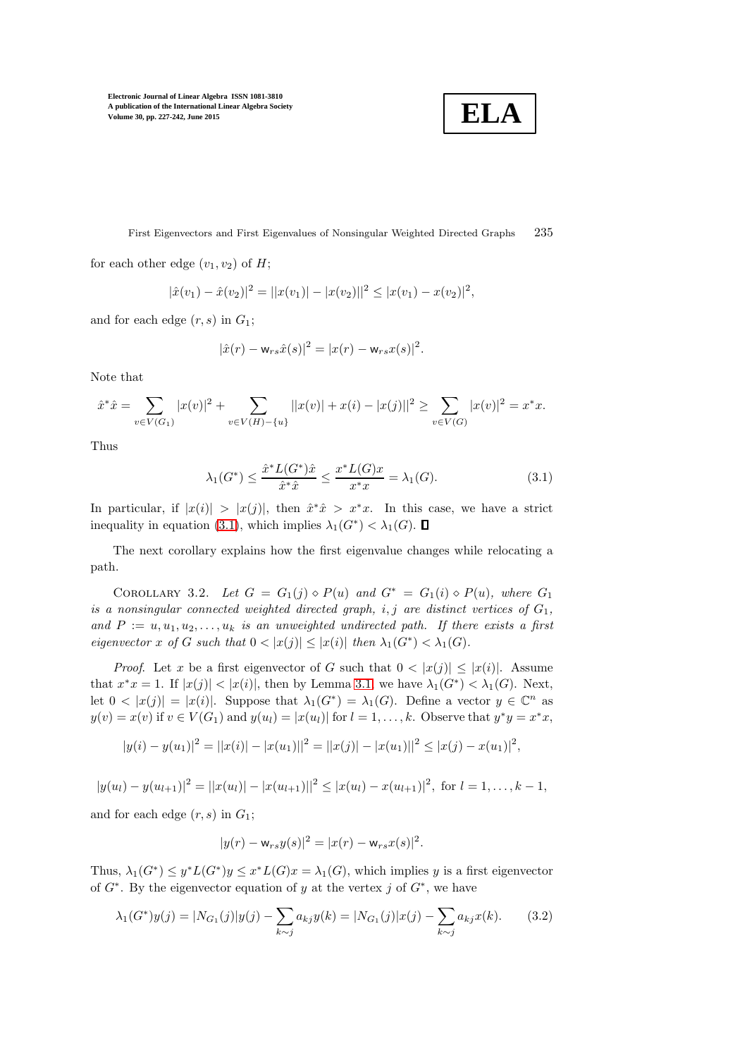for each other edge $(v_1, v_2)$ of $H$;

$$|\hat{x}(v_1) - \hat{x}(v_2)|^2 = ||x(v_1)| - |x(v_2)||^2 \leq |x(v_1) - x(v_2)|^2,$$

and for each edge $(r, s)$ in $G_1$;

$$|\hat{x}(r) - \mathsf{w}_{rs}\hat{x}(s)|^2 = |x(r) - \mathsf{w}_{rs}x(s)|^2.$$

Note that

$$\hat{x}^*\hat{x} = \sum_{v \in V(G_1)} |x(v)|^2 + \sum_{v \in V(H)-\{u\}} ||x(v)| + x(i) - |x(j)||^2 \geq \sum_{v \in V(G)} |x(v)|^2 = x^*x.$$

Thus

$$\lambda_1(G^*) \leq \frac{\hat{x}^*L(G^*)\hat{x}}{\hat{x}^*\hat{x}} \leq \frac{x^*L(G)x}{x^*x} = \lambda_1(G). \tag{3.1}$$

In particular, if $|x(i)| > |x(j)|$, then $\hat{x}^*\hat{x} > x^*x$. In this case, we have a strict inequality in equation (3.1), which implies $\lambda_1(G^*) < \lambda_1(G)$. ∎

The next corollary explains how the first eigenvalue changes while relocating a path.

Corollary 3.2. *Let $G = G_1(j) \diamond P(u)$ and $G^* = G_1(i) \diamond P(u)$, where $G_1$ is a nonsingular connected weighted directed graph, $i, j$ are distinct vertices of $G_1$, and $P := u, u_1, u_2, \ldots, u_k$ is an unweighted undirected path. If there exists a first eigenvector $x$ of $G$ such that $0 < |x(j)| \leq |x(i)|$ then $\lambda_1(G^*) < \lambda_1(G)$.*

*Proof.* Let $x$ be a first eigenvector of $G$ such that $0 < |x(j)| \leq |x(i)|$. Assume that $x^*x = 1$. If $|x(j)| < |x(i)|$, then by Lemma 3.1, we have $\lambda_1(G^*) < \lambda_1(G)$. Next, let $0 < |x(j)| = |x(i)|$. Suppose that $\lambda_1(G^*) = \lambda_1(G)$. Define a vector $y \in \mathbb{C}^n$ as $y(v) = x(v)$ if $v \in V(G_1)$ and $y(u_l) = |x(u_l)|$ for $l = 1, \ldots, k$. Observe that $y^*y = x^*x$,

$$|y(i) - y(u_1)|^2 = ||x(i)| - |x(u_1)||^2 = ||x(j)| - |x(u_1)||^2 \leq |x(j) - x(u_1)|^2,$$

$$|y(u_l) - y(u_{l+1})|^2 = ||x(u_l)| - |x(u_{l+1})||^2 \leq |x(u_l) - x(u_{l+1})|^2, \text{ for } l = 1, \ldots, k-1,$$

and for each edge $(r, s)$ in $G_1$;

$$|y(r) - \mathsf{w}_{rs}y(s)|^2 = |x(r) - \mathsf{w}_{rs}x(s)|^2.$$

Thus, $\lambda_1(G^*) \leq y^*L(G^*)y \leq x^*L(G)x = \lambda_1(G)$, which implies $y$ is a first eigenvector of $G^*$. By the eigenvector equation of $y$ at the vertex $j$ of $G^*$, we have

$$\lambda_1(G^*)y(j) = |N_{G_1}(j)|y(j) - \sum_{k \sim j} a_{kj}y(k) = |N_{G_1}(j)|x(j) - \sum_{k \sim j} a_{kj}x(k). \tag{3.2}$$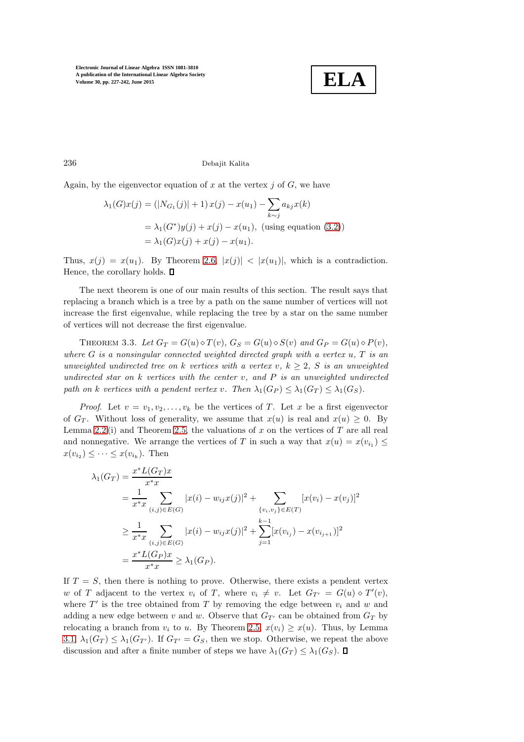Again, by the eigenvector equation of $x$ at the vertex $j$ of $G$, we have

$$
\begin{aligned}
\lambda_1(G)x(j) &= (|N_{G_1}(j)| + 1)\, x(j) - x(u_1) - \sum_{k\sim j} a_{kj} x(k) \\
&= \lambda_1(G^*)y(j) + x(j) - x(u_1), \text{ (using equation (3.2))} \\
&= \lambda_1(G)x(j) + x(j) - x(u_1).
\end{aligned}
$$

Thus, $x(j) = x(u_1)$. By Theorem 2.6, $|x(j)| < |x(u_1)|$, which is a contradiction. Hence, the corollary holds. ∎

The next theorem is one of our main results of this section. The result says that replacing a branch which is a tree by a path on the same number of vertices will not increase the first eigenvalue, while replacing the tree by a star on the same number of vertices will not decrease the first eigenvalue.

Theorem 3.3. *Let $G_T = G(u) \diamond T(v)$, $G_S = G(u) \diamond S(v)$ and $G_P = G(u) \diamond P(v)$, where $G$ is a nonsingular connected weighted directed graph with a vertex $u$, $T$ is an unweighted undirected tree on $k$ vertices with a vertex $v$, $k \geq 2$, $S$ is an unweighted undirected star on $k$ vertices with the center $v$, and $P$ is an unweighted undirected path on $k$ vertices with a pendent vertex $v$. Then $\lambda_1(G_P) \leq \lambda_1(G_T) \leq \lambda_1(G_S)$.*

*Proof.* Let $v = v_1, v_2, \ldots, v_k$ be the vertices of $T$. Let $x$ be a first eigenvector of $G_T$. Without loss of generality, we assume that $x(u)$ is real and $x(u) \geq 0$. By Lemma 2.2(i) and Theorem 2.5, the valuations of $x$ on the vertices of $T$ are all real and nonnegative. We arrange the vertices of $T$ in such a way that $x(u) = x(v_{i_1}) \leq x(v_{i_2}) \leq \cdots \leq x(v_{i_k})$. Then

$$
\begin{aligned}
\lambda_1(G_T) &= \frac{x^* L(G_T) x}{x^* x} \\
&= \frac{1}{x^* x} \sum_{(i,j)\in E(G)} |x(i) - w_{ij} x(j)|^2 + \sum_{\{v_i, v_j\}\in E(T)} [x(v_i) - x(v_j)]^2 \\
&\geq \frac{1}{x^* x} \sum_{(i,j)\in E(G)} |x(i) - w_{ij} x(j)|^2 + \sum_{j=1}^{k-1} [x(v_{i_j}) - x(v_{i_{j+1}})]^2 \\
&= \frac{x^* L(G_P) x}{x^* x} \geq \lambda_1(G_P).
\end{aligned}
$$

If $T = S$, then there is nothing to prove. Otherwise, there exists a pendent vertex $w$ of $T$ adjacent to the vertex $v_i$ of $T$, where $v_i \neq v$. Let $G_{T'} = G(u) \diamond T'(v)$, where $T'$ is the tree obtained from $T$ by removing the edge between $v_i$ and $w$ and adding a new edge between $v$ and $w$. Observe that $G_{T'}$ can be obtained from $G_T$ by relocating a branch from $v_i$ to $u$. By Theorem 2.5, $x(v_i) \geq x(u)$. Thus, by Lemma 3.1, $\lambda_1(G_T) \leq \lambda_1(G_{T'})$. If $G_{T'} = G_S$, then we stop. Otherwise, we repeat the above discussion and after a finite number of steps we have $\lambda_1(G_T) \leq \lambda_1(G_S)$. ∎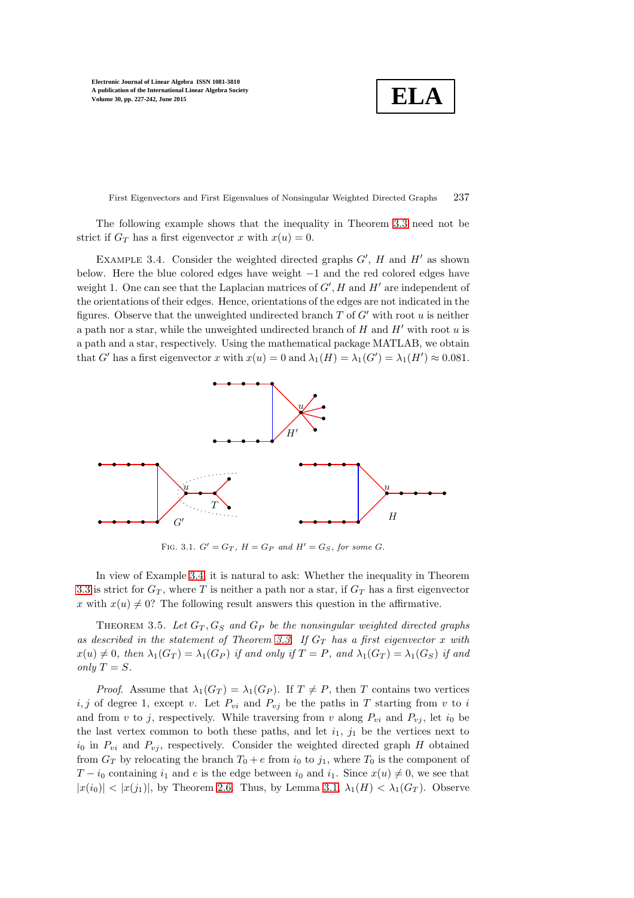The following example shows that the inequality in Theorem 3.3 need not be strict if $G_T$ has a first eigenvector $x$ with $x(u) = 0$.

EXAMPLE 3.4. Consider the weighted directed graphs $G'$, $H$ and $H'$ as shown below. Here the blue colored edges have weight $-1$ and the red colored edges have weight 1. One can see that the Laplacian matrices of $G', H$ and $H'$ are independent of the orientations of their edges. Hence, orientations of the edges are not indicated in the figures. Observe that the unweighted undirected branch $T$ of $G'$ with root $u$ is neither a path nor a star, while the unweighted undirected branch of $H$ and $H'$ with root $u$ is a path and a star, respectively. Using the mathematical package MATLAB, we obtain that $G'$ has a first eigenvector $x$ with $x(u) = 0$ and $\lambda_1(H) = \lambda_1(G') = \lambda_1(H') \approx 0.081$.

FIG. 3.1. $G' = G_T$, $H = G_P$ and $H' = G_S$, for some $G$.

In view of Example 3.4, it is natural to ask: Whether the inequality in Theorem 3.3 is strict for $G_T$, where $T$ is neither a path nor a star, if $G_T$ has a first eigenvector $x$ with $x(u) \neq 0$? The following result answers this question in the affirmative.

THEOREM 3.5. *Let $G_T, G_S$ and $G_P$ be the nonsingular weighted directed graphs as described in the statement of Theorem 3.3. If $G_T$ has a first eigenvector $x$ with $x(u) \neq 0$, then $\lambda_1(G_T) = \lambda_1(G_P)$ if and only if $T = P$, and $\lambda_1(G_T) = \lambda_1(G_S)$ if and only $T = S$.*

*Proof.* Assume that $\lambda_1(G_T) = \lambda_1(G_P)$. If $T \neq P$, then $T$ contains two vertices $i, j$ of degree 1, except $v$. Let $P_{vi}$ and $P_{vj}$ be the paths in $T$ starting from $v$ to $i$ and from $v$ to $j$, respectively. While traversing from $v$ along $P_{vi}$ and $P_{vj}$, let $i_0$ be the last vertex common to both these paths, and let $i_1$, $j_1$ be the vertices next to $i_0$ in $P_{vi}$ and $P_{vj}$, respectively. Consider the weighted directed graph $H$ obtained from $G_T$ by relocating the branch $T_0 + e$ from $i_0$ to $j_1$, where $T_0$ is the component of $T - i_0$ containing $i_1$ and $e$ is the edge between $i_0$ and $i_1$. Since $x(u) \neq 0$, we see that $|x(i_0)| < |x(j_1)|$, by Theorem 2.6. Thus, by Lemma 3.1, $\lambda_1(H) < \lambda_1(G_T)$. Observe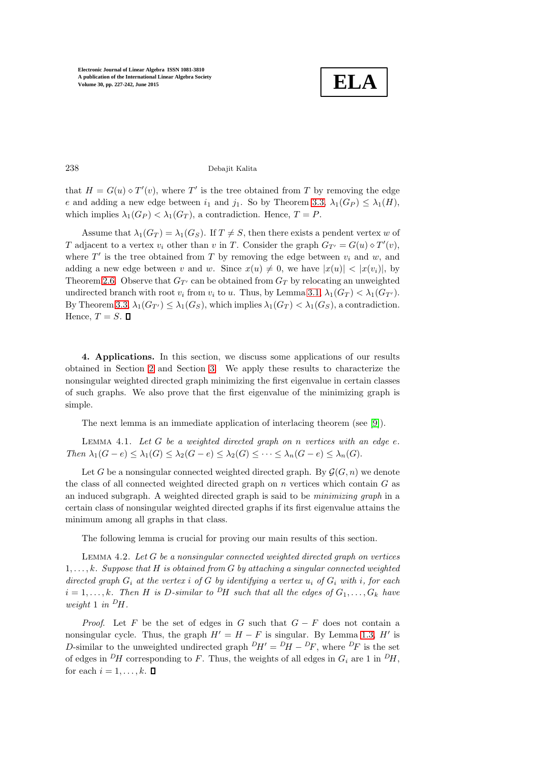that $H = G(u) \diamond T'(v)$, where $T'$ is the tree obtained from $T$ by removing the edge $e$ and adding a new edge between $i_1$ and $j_1$. So by Theorem 3.3, $\lambda_1(G_P) \leq \lambda_1(H)$, which implies $\lambda_1(G_P) < \lambda_1(G_T)$, a contradiction. Hence, $T = P$.

Assume that $\lambda_1(G_T) = \lambda_1(G_S)$. If $T \neq S$, then there exists a pendent vertex $w$ of $T$ adjacent to a vertex $v_i$ other than $v$ in $T$. Consider the graph $G_{T'} = G(u) \diamond T'(v)$, where $T'$ is the tree obtained from $T$ by removing the edge between $v_i$ and $w$, and adding a new edge between $v$ and $w$. Since $x(u) \neq 0$, we have $|x(u)| < |x(v_i)|$, by Theorem 2.6. Observe that $G_{T'}$ can be obtained from $G_T$ by relocating an unweighted undirected branch with root $v_i$ from $v_i$ to $u$. Thus, by Lemma 3.1, $\lambda_1(G_T) < \lambda_1(G_{T'})$. By Theorem 3.3, $\lambda_1(G_{T'}) \leq \lambda_1(G_S)$, which implies $\lambda_1(G_T) < \lambda_1(G_S)$, a contradiction. Hence, $T = S$. ∎

## 4. Applications.

In this section, we discuss some applications of our results obtained in Section 2 and Section 3. We apply these results to characterize the nonsingular weighted directed graph minimizing the first eigenvalue in certain classes of such graphs. We also prove that the first eigenvalue of the minimizing graph is simple.

The next lemma is an immediate application of interlacing theorem (see [9]).

LEMMA 4.1. *Let $G$ be a weighted directed graph on $n$ vertices with an edge $e$. Then $\lambda_1(G - e) \leq \lambda_1(G) \leq \lambda_2(G - e) \leq \lambda_2(G) \leq \cdots \leq \lambda_n(G - e) \leq \lambda_n(G)$.*

Let $G$ be a nonsingular connected weighted directed graph. By $\mathcal{G}(G, n)$ we denote the class of all connected weighted directed graph on $n$ vertices which contain $G$ as an induced subgraph. A weighted directed graph is said to be *minimizing graph* in a certain class of nonsingular weighted directed graphs if its first eigenvalue attains the minimum among all graphs in that class.

The following lemma is crucial for proving our main results of this section.

LEMMA 4.2. *Let $G$ be a nonsingular connected weighted directed graph on vertices $1, \ldots, k$. Suppose that $H$ is obtained from $G$ by attaching a singular connected weighted directed graph $G_i$ at the vertex $i$ of $G$ by identifying a vertex $u_i$ of $G_i$ with $i$, for each $i = 1, \ldots, k$. Then $H$ is $D$-similar to ${}^DH$ such that all the edges of $G_1, \ldots, G_k$ have weight 1 in ${}^DH$.*

*Proof.* Let $F$ be the set of edges in $G$ such that $G - F$ does not contain a nonsingular cycle. Thus, the graph $H' = H - F$ is singular. By Lemma 1.3, $H'$ is $D$-similar to the unweighted undirected graph ${}^DH' = {}^DH - {}^DF$, where ${}^DF$ is the set of edges in ${}^DH$ corresponding to $F$. Thus, the weights of all edges in $G_i$ are 1 in ${}^DH$, for each $i = 1, \ldots, k$. ∎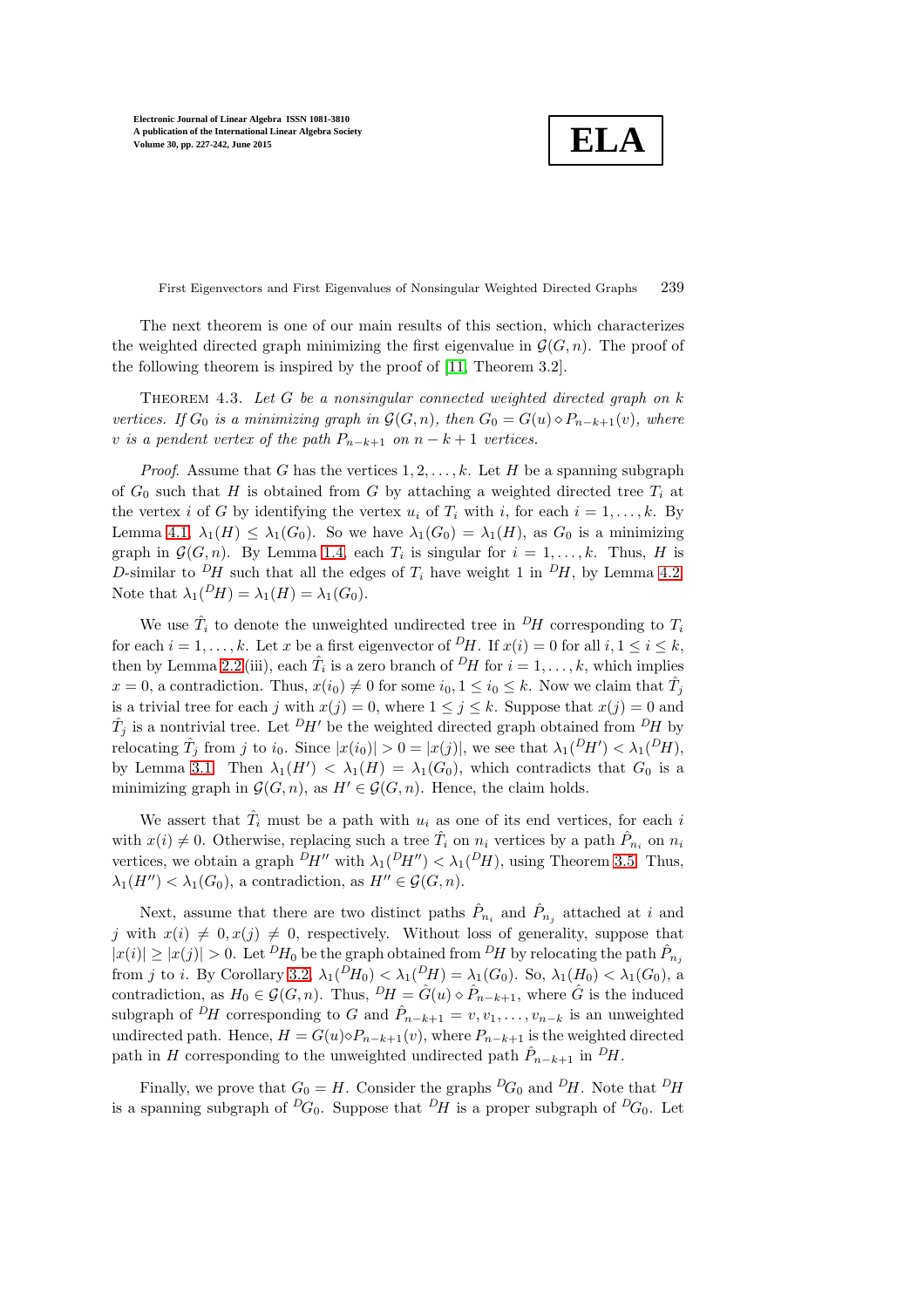The next theorem is one of our main results of this section, which characterizes the weighted directed graph minimizing the first eigenvalue in $\mathcal{G}(G, n)$. The proof of the following theorem is inspired by the proof of [11, Theorem 3.2].

Theorem 4.3. *Let $G$ be a nonsingular connected weighted directed graph on $k$ vertices. If $G_0$ is a minimizing graph in $\mathcal{G}(G, n)$, then $G_0 = G(u) \diamond P_{n-k+1}(v)$, where $v$ is a pendent vertex of the path $P_{n-k+1}$ on $n - k + 1$ vertices.*

*Proof.* Assume that $G$ has the vertices $1, 2, \ldots, k$. Let $H$ be a spanning subgraph of $G_0$ such that $H$ is obtained from $G$ by attaching a weighted directed tree $T_i$ at the vertex $i$ of $G$ by identifying the vertex $u_i$ of $T_i$ with $i$, for each $i = 1, \ldots, k$. By Lemma 4.1, $\lambda_1(H) \leq \lambda_1(G_0)$. So we have $\lambda_1(G_0) = \lambda_1(H)$, as $G_0$ is a minimizing graph in $\mathcal{G}(G, n)$. By Lemma 1.4, each $T_i$ is singular for $i = 1, \ldots, k$. Thus, $H$ is $D$-similar to ${}^D H$ such that all the edges of $T_i$ have weight 1 in ${}^D H$, by Lemma 4.2. Note that $\lambda_1({}^D H) = \lambda_1(H) = \lambda_1(G_0)$.

We use $\hat{T}_i$ to denote the unweighted undirected tree in ${}^D H$ corresponding to $T_i$ for each $i = 1, \ldots, k$. Let $x$ be a first eigenvector of ${}^D H$. If $x(i) = 0$ for all $i, 1 \leq i \leq k$, then by Lemma 2.2(iii), each $\hat{T}_i$ is a zero branch of ${}^D H$ for $i = 1, \ldots, k$, which implies $x = 0$, a contradiction. Thus, $x(i_0) \neq 0$ for some $i_0, 1 \leq i_0 \leq k$. Now we claim that $\hat{T}_j$ is a trivial tree for each $j$ with $x(j) = 0$, where $1 \leq j \leq k$. Suppose that $x(j) = 0$ and $\hat{T}_j$ is a nontrivial tree. Let ${}^D H'$ be the weighted directed graph obtained from ${}^D H$ by relocating $\hat{T}_j$ from $j$ to $i_0$. Since $|x(i_0)| > 0 = |x(j)|$, we see that $\lambda_1({}^D H') < \lambda_1({}^D H)$, by Lemma 3.1. Then $\lambda_1(H') < \lambda_1(H) = \lambda_1(G_0)$, which contradicts that $G_0$ is a minimizing graph in $\mathcal{G}(G, n)$, as $H' \in \mathcal{G}(G, n)$. Hence, the claim holds.

We assert that $\hat{T}_i$ must be a path with $u_i$ as one of its end vertices, for each $i$ with $x(i) \neq 0$. Otherwise, replacing such a tree $\hat{T}_i$ on $n_i$ vertices by a path $\hat{P}_{n_i}$ on $n_i$ vertices, we obtain a graph ${}^D H''$ with $\lambda_1({}^D H'') < \lambda_1({}^D H)$, using Theorem 3.5. Thus, $\lambda_1(H'') < \lambda_1(G_0)$, a contradiction, as $H'' \in \mathcal{G}(G, n)$.

Next, assume that there are two distinct paths $\hat{P}_{n_i}$ and $\hat{P}_{n_j}$ attached at $i$ and $j$ with $x(i) \neq 0, x(j) \neq 0$, respectively. Without loss of generality, suppose that $|x(i)| \geq |x(j)| > 0$. Let ${}^D H_0$ be the graph obtained from ${}^D H$ by relocating the path $\hat{P}_{n_j}$ from $j$ to $i$. By Corollary 3.2, $\lambda_1({}^D H_0) < \lambda_1({}^D H) = \lambda_1(G_0)$. So, $\lambda_1(H_0) < \lambda_1(G_0)$, a contradiction, as $H_0 \in \mathcal{G}(G, n)$. Thus, ${}^D H = \hat{G}(u) \diamond \hat{P}_{n-k+1}$, where $\hat{G}$ is the induced subgraph of ${}^D H$ corresponding to $G$ and $\hat{P}_{n-k+1} = v, v_1, \ldots, v_{n-k}$ is an unweighted undirected path. Hence, $H = G(u) \diamond P_{n-k+1}(v)$, where $P_{n-k+1}$ is the weighted directed path in $H$ corresponding to the unweighted undirected path $\hat{P}_{n-k+1}$ in ${}^D H$.

Finally, we prove that $G_0 = H$. Consider the graphs ${}^D G_0$ and ${}^D H$. Note that ${}^D H$ is a spanning subgraph of ${}^D G_0$. Suppose that ${}^D H$ is a proper subgraph of ${}^D G_0$. Let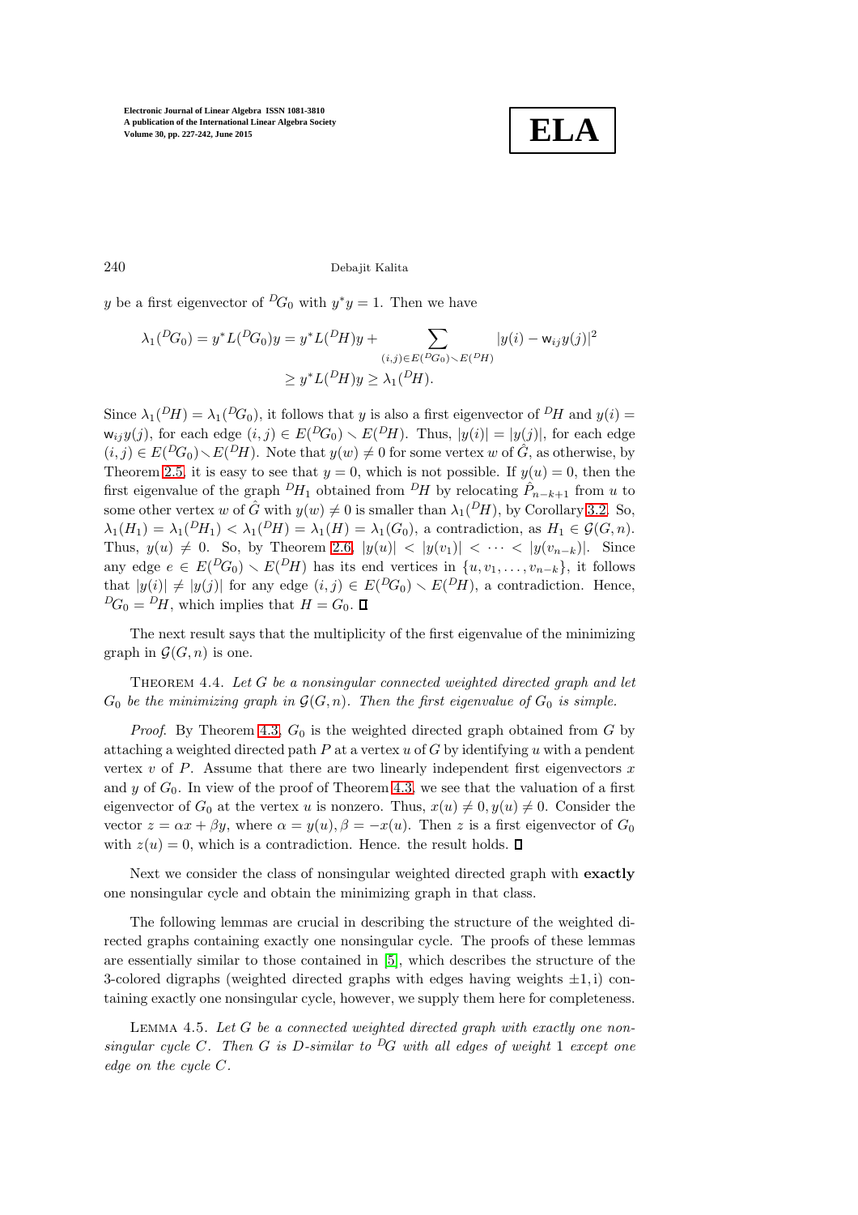$y$ be a first eigenvector of ${}^DG_0$ with $y^*y = 1$. Then we have

$$\lambda_1({}^DG_0) = y^*L({}^DG_0)y = y^*L({}^DH)y + \sum_{(i,j)\in E({}^DG_0)\smallsetminus E({}^DH)} |y(i) - \mathsf{w}_{ij}y(j)|^2$$
$$\geq y^*L({}^DH)y \geq \lambda_1({}^DH).$$

Since $\lambda_1({}^DH) = \lambda_1({}^DG_0)$, it follows that $y$ is also a first eigenvector of ${}^DH$ and $y(i) = \mathsf{w}_{ij}y(j)$, for each edge $(i,j) \in E({}^DG_0) \smallsetminus E({}^DH)$. Thus, $|y(i)| = |y(j)|$, for each edge $(i,j) \in E({}^DG_0)\smallsetminus E({}^DH)$. Note that $y(w) \neq 0$ for some vertex $w$ of $\hat{G}$, as otherwise, by Theorem 2.5, it is easy to see that $y = 0$, which is not possible. If $y(u) = 0$, then the first eigenvalue of the graph ${}^DH_1$ obtained from ${}^DH$ by relocating $\hat{P}_{n-k+1}$ from $u$ to some other vertex $w$ of $\hat{G}$ with $y(w) \neq 0$ is smaller than $\lambda_1({}^DH)$, by Corollary 3.2. So, $\lambda_1(H_1) = \lambda_1({}^DH_1) < \lambda_1({}^DH) = \lambda_1(H) = \lambda_1(G_0)$, a contradiction, as $H_1 \in \mathcal{G}(G,n)$. Thus, $y(u) \neq 0$. So, by Theorem 2.6, $|y(u)| < |y(v_1)| < \cdots < |y(v_{n-k})|$. Since any edge $e \in E({}^DG_0) \smallsetminus E({}^DH)$ has its end vertices in $\{u, v_1, \ldots, v_{n-k}\}$, it follows that $|y(i)| \neq |y(j)|$ for any edge $(i,j) \in E({}^DG_0) \smallsetminus E({}^DH)$, a contradiction. Hence, ${}^DG_0 = {}^DH$, which implies that $H = G_0$. ∎

The next result says that the multiplicity of the first eigenvalue of the minimizing graph in $\mathcal{G}(G,n)$ is one.

Theorem 4.4. *Let $G$ be a nonsingular connected weighted directed graph and let $G_0$ be the minimizing graph in $\mathcal{G}(G,n)$. Then the first eigenvalue of $G_0$ is simple.*

*Proof.* By Theorem 4.3, $G_0$ is the weighted directed graph obtained from $G$ by attaching a weighted directed path $P$ at a vertex $u$ of $G$ by identifying $u$ with a pendent vertex $v$ of $P$. Assume that there are two linearly independent first eigenvectors $x$ and $y$ of $G_0$. In view of the proof of Theorem 4.3, we see that the valuation of a first eigenvector of $G_0$ at the vertex $u$ is nonzero. Thus, $x(u) \neq 0, y(u) \neq 0$. Consider the vector $z = \alpha x + \beta y$, where $\alpha = y(u), \beta = -x(u)$. Then $z$ is a first eigenvector of $G_0$ with $z(u) = 0$, which is a contradiction. Hence. the result holds. ∎

Next we consider the class of nonsingular weighted directed graph with **exactly** one nonsingular cycle and obtain the minimizing graph in that class.

The following lemmas are crucial in describing the structure of the weighted directed graphs containing exactly one nonsingular cycle. The proofs of these lemmas are essentially similar to those contained in [5], which describes the structure of the 3-colored digraphs (weighted directed graphs with edges having weights $\pm 1, \mathrm{i}$) containing exactly one nonsingular cycle, however, we supply them here for completeness.

Lemma 4.5. *Let $G$ be a connected weighted directed graph with exactly one nonsingular cycle $C$. Then $G$ is D-similar to ${}^DG$ with all edges of weight 1 except one edge on the cycle $C$.*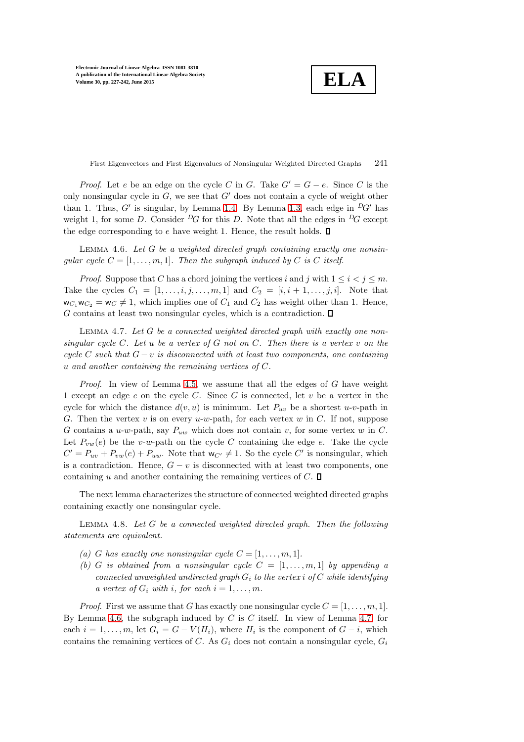*Proof*. Let $e$ be an edge on the cycle $C$ in $G$. Take $G' = G - e$. Since $C$ is the only nonsingular cycle in $G$, we see that $G'$ does not contain a cycle of weight other than 1. Thus, $G'$ is singular, by Lemma 1.4. By Lemma 1.3, each edge in ${}^{D}G'$ has weight 1, for some $D$. Consider ${}^{D}G$ for this $D$. Note that all the edges in ${}^{D}G$ except the edge corresponding to $e$ have weight 1. Hence, the result holds. ◻

Lemma 4.6. *Let $G$ be a weighted directed graph containing exactly one nonsingular cycle $C = [1, \ldots, m, 1]$. Then the subgraph induced by $C$ is $C$ itself.*

*Proof*. Suppose that $C$ has a chord joining the vertices $i$ and $j$ with $1 \leq i < j \leq m$. Take the cycles $C_1 = [1, \ldots, i, j, \ldots, m, 1]$ and $C_2 = [i, i+1, \ldots, j, i]$. Note that $\mathsf{w}_{C_1}\mathsf{w}_{C_2} = \mathsf{w}_C \neq 1$, which implies one of $C_1$ and $C_2$ has weight other than 1. Hence, $G$ contains at least two nonsingular cycles, which is a contradiction. ◻

Lemma 4.7. *Let $G$ be a connected weighted directed graph with exactly one nonsingular cycle $C$. Let $u$ be a vertex of $G$ not on $C$. Then there is a vertex $v$ on the cycle $C$ such that $G - v$ is disconnected with at least two components, one containing $u$ and another containing the remaining vertices of $C$.*

*Proof*. In view of Lemma 4.5, we assume that all the edges of $G$ have weight 1 except an edge $e$ on the cycle $C$. Since $G$ is connected, let $v$ be a vertex in the cycle for which the distance $d(v, u)$ is minimum. Let $P_{uv}$ be a shortest $u$-$v$-path in $G$. Then the vertex $v$ is on every $u$-$w$-path, for each vertex $w$ in $C$. If not, suppose $G$ contains a $u$-$w$-path, say $P_{uw}$ which does not contain $v$, for some vertex $w$ in $C$. Let $P_{vw}(e)$ be the $v$-$w$-path on the cycle $C$ containing the edge $e$. Take the cycle $C' = P_{uv} + P_{vw}(e) + P_{uw}$. Note that $\mathsf{w}_{C'} \neq 1$. So the cycle $C'$ is nonsingular, which is a contradiction. Hence, $G - v$ is disconnected with at least two components, one containing $u$ and another containing the remaining vertices of $C$. ◻

The next lemma characterizes the structure of connected weighted directed graphs containing exactly one nonsingular cycle.

Lemma 4.8. *Let $G$ be a connected weighted directed graph. Then the following statements are equivalent.*

- *(a) $G$ has exactly one nonsingular cycle $C = [1, \ldots, m, 1]$.*
- *(b) $G$ is obtained from a nonsingular cycle $C = [1, \ldots, m, 1]$ by appending a connected unweighted undirected graph $G_i$ to the vertex $i$ of $C$ while identifying a vertex of $G_i$ with $i$, for each $i = 1, \ldots, m$.*

*Proof*. First we assume that $G$ has exactly one nonsingular cycle $C = [1, \ldots, m, 1]$. By Lemma 4.6, the subgraph induced by $C$ is $C$ itself. In view of Lemma 4.7, for each $i = 1, \ldots, m$, let $G_i = G - V(H_i)$, where $H_i$ is the component of $G - i$, which contains the remaining vertices of $C$. As $G_i$ does not contain a nonsingular cycle, $G_i$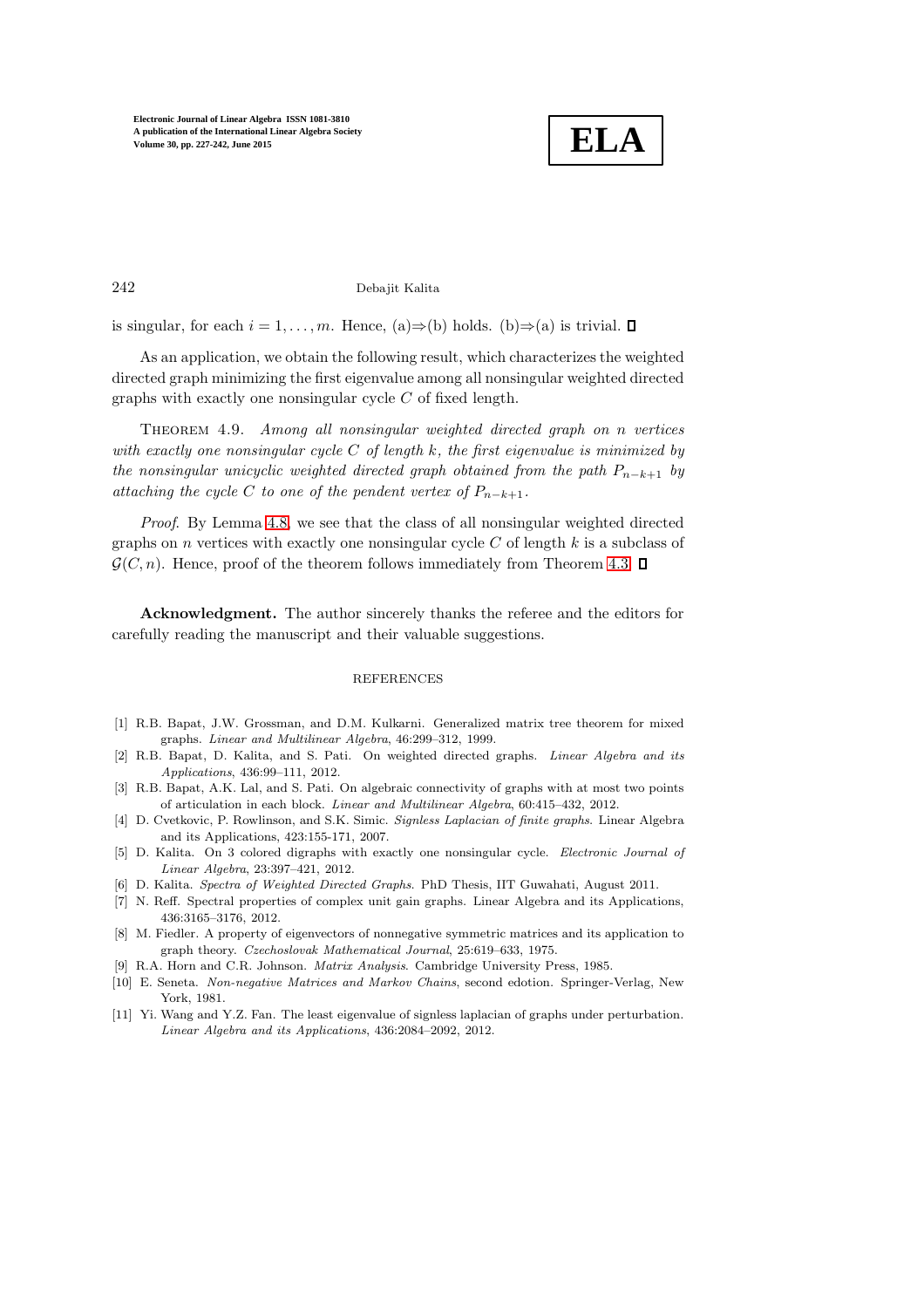is singular, for each $i = 1, \ldots, m$. Hence, (a)$\Rightarrow$(b) holds. (b)$\Rightarrow$(a) is trivial. ∎

As an application, we obtain the following result, which characterizes the weighted directed graph minimizing the first eigenvalue among all nonsingular weighted directed graphs with exactly one nonsingular cycle $C$ of fixed length.

THEOREM 4.9. *Among all nonsingular weighted directed graph on $n$ vertices with exactly one nonsingular cycle $C$ of length $k$, the first eigenvalue is minimized by the nonsingular unicyclic weighted directed graph obtained from the path $P_{n-k+1}$ by attaching the cycle $C$ to one of the pendent vertex of $P_{n-k+1}$.*

*Proof*. By Lemma 4.8, we see that the class of all nonsingular weighted directed graphs on $n$ vertices with exactly one nonsingular cycle $C$ of length $k$ is a subclass of $\mathcal{G}(C, n)$. Hence, proof of the theorem follows immediately from Theorem 4.3. ∎

**Acknowledgment.** The author sincerely thanks the referee and the editors for carefully reading the manuscript and their valuable suggestions.

## REFERENCES

[1] R.B. Bapat, J.W. Grossman, and D.M. Kulkarni. Generalized matrix tree theorem for mixed graphs. *Linear and Multilinear Algebra*, 46:299–312, 1999.

[2] R.B. Bapat, D. Kalita, and S. Pati. On weighted directed graphs. *Linear Algebra and its Applications*, 436:99–111, 2012.

[3] R.B. Bapat, A.K. Lal, and S. Pati. On algebraic connectivity of graphs with at most two points of articulation in each block. *Linear and Multilinear Algebra*, 60:415–432, 2012.

[4] D. Cvetkovic, P. Rowlinson, and S.K. Simic. *Signless Laplacian of finite graphs*. Linear Algebra and its Applications, 423:155-171, 2007.

[5] D. Kalita. On 3 colored digraphs with exactly one nonsingular cycle. *Electronic Journal of Linear Algebra*, 23:397–421, 2012.

[6] D. Kalita. *Spectra of Weighted Directed Graphs*. PhD Thesis, IIT Guwahati, August 2011.

[7] N. Reff. Spectral properties of complex unit gain graphs. Linear Algebra and its Applications, 436:3165–3176, 2012.

[8] M. Fiedler. A property of eigenvectors of nonnegative symmetric matrices and its application to graph theory. *Czechoslovak Mathematical Journal*, 25:619–633, 1975.

[9] R.A. Horn and C.R. Johnson. *Matrix Analysis*. Cambridge University Press, 1985.

[10] E. Seneta. *Non-negative Matrices and Markov Chains*, second edotion. Springer-Verlag, New York, 1981.

[11] Yi. Wang and Y.Z. Fan. The least eigenvalue of signless laplacian of graphs under perturbation. *Linear Algebra and its Applications*, 436:2084–2092, 2012.